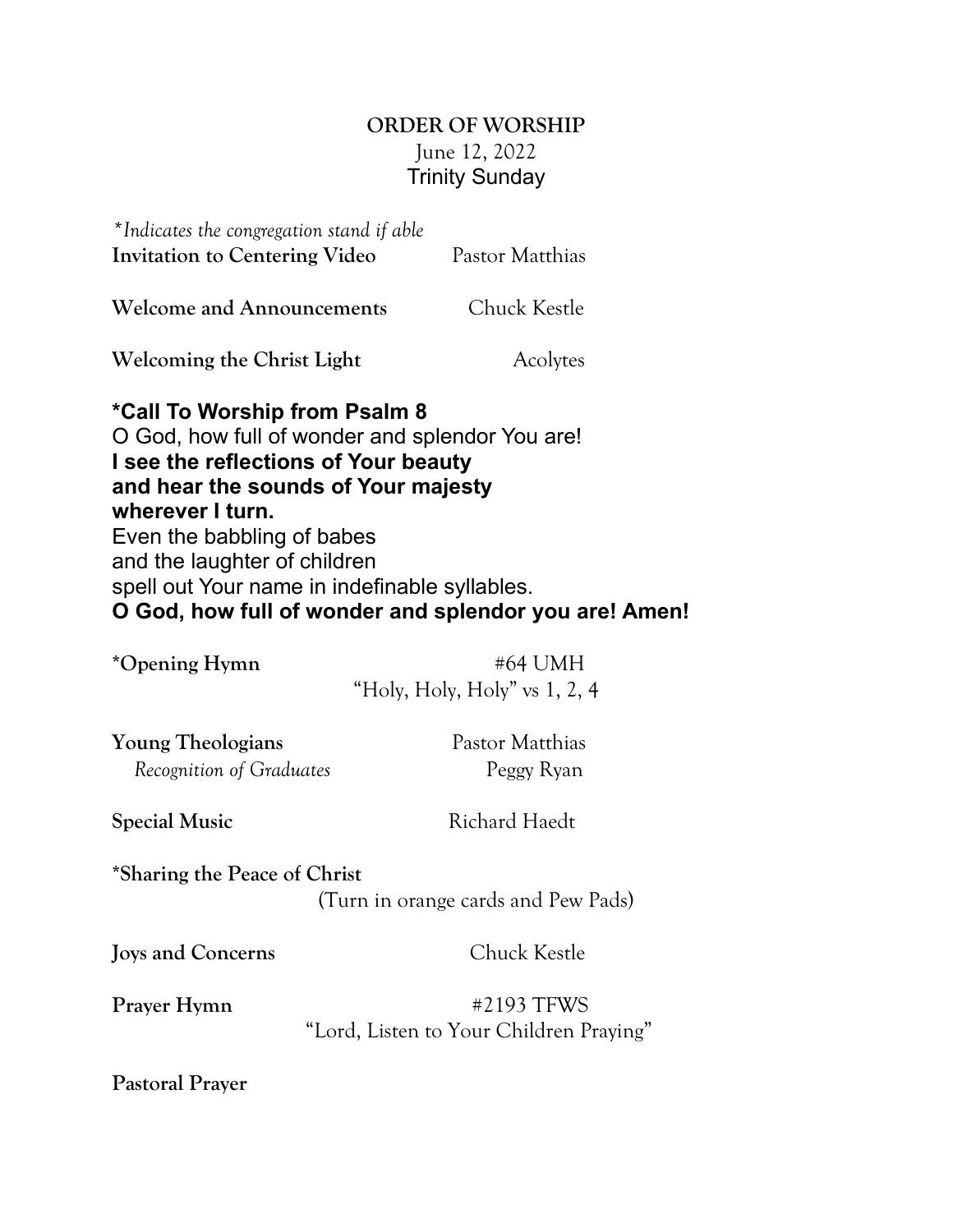# ORDER OF WORSHIP

June 12, 2022

Trinity Sunday

*\*Indicates the congregation stand if able*

**Invitation to Centering Video** Pastor Matthias

**Welcome and Announcements** Chuck Kestle

**Welcoming the Christ Light** Acolytes

**\*Call To Worship from Psalm 8**

O God, how full of wonder and splendor You are!

**I see the reflections of Your beauty**
**and hear the sounds of Your majesty**
**wherever I turn.**

Even the babbling of babes
and the laughter of children
spell out Your name in indefinable syllables.

**O God, how full of wonder and splendor you are! Amen!**

**\*Opening Hymn** #64 UMH
"Holy, Holy, Holy" vs 1, 2, 4

**Young Theologians** Pastor Matthias
*Recognition of Graduates* Peggy Ryan

**Special Music** Richard Haedt

**\*Sharing the Peace of Christ**
(Turn in orange cards and Pew Pads)

**Joys and Concerns** Chuck Kestle

**Prayer Hymn** #2193 TFWS
"Lord, Listen to Your Children Praying"

**Pastoral Prayer**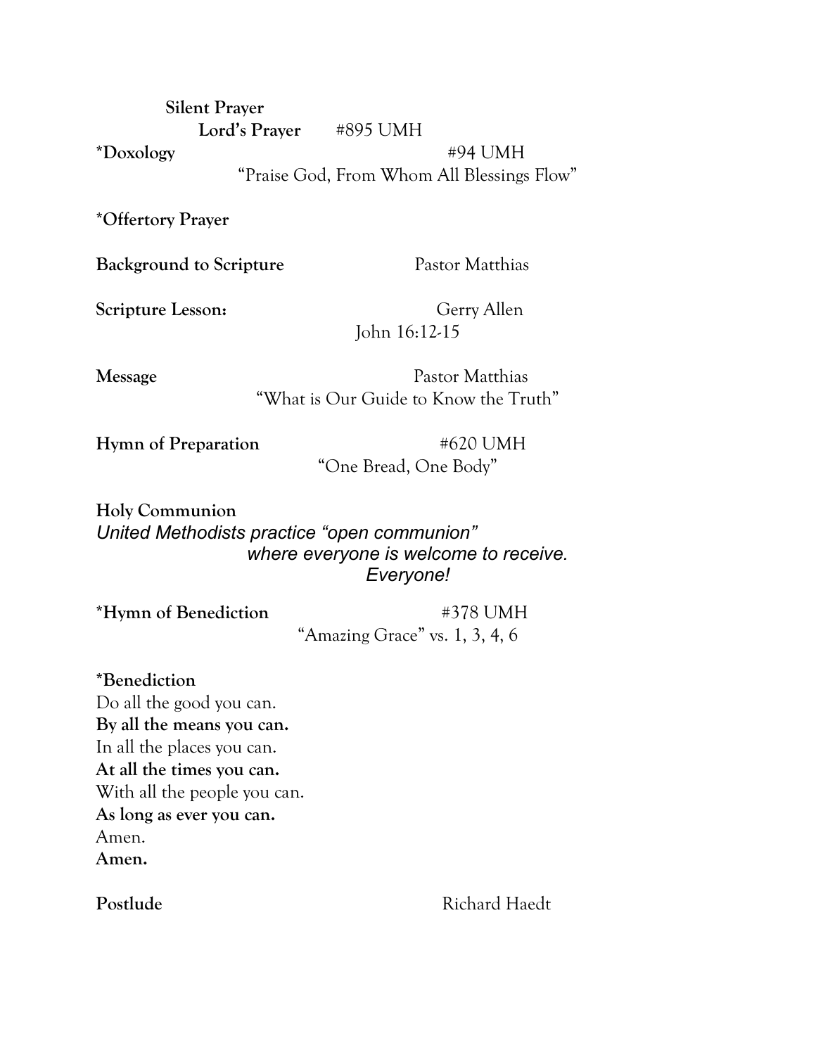**Silent Prayer**

**Lord's Prayer** #895 UMH

***Doxology** #94 UMH
"Praise God, From Whom All Blessings Flow"

***Offertory Prayer**

**Background to Scripture** Pastor Matthias

**Scripture Lesson:** Gerry Allen
John 16:12-15

**Message** Pastor Matthias
"What is Our Guide to Know the Truth"

**Hymn of Preparation** #620 UMH
"One Bread, One Body"

**Holy Communion**
*United Methodists practice "open communion" where everyone is welcome to receive. Everyone!*

***Hymn of Benediction** #378 UMH
"Amazing Grace" vs. 1, 3, 4, 6

***Benediction**
Do all the good you can.
**By all the means you can.**
In all the places you can.
**At all the times you can.**
With all the people you can.
**As long as ever you can.**
Amen.
**Amen.**

**Postlude** Richard Haedt